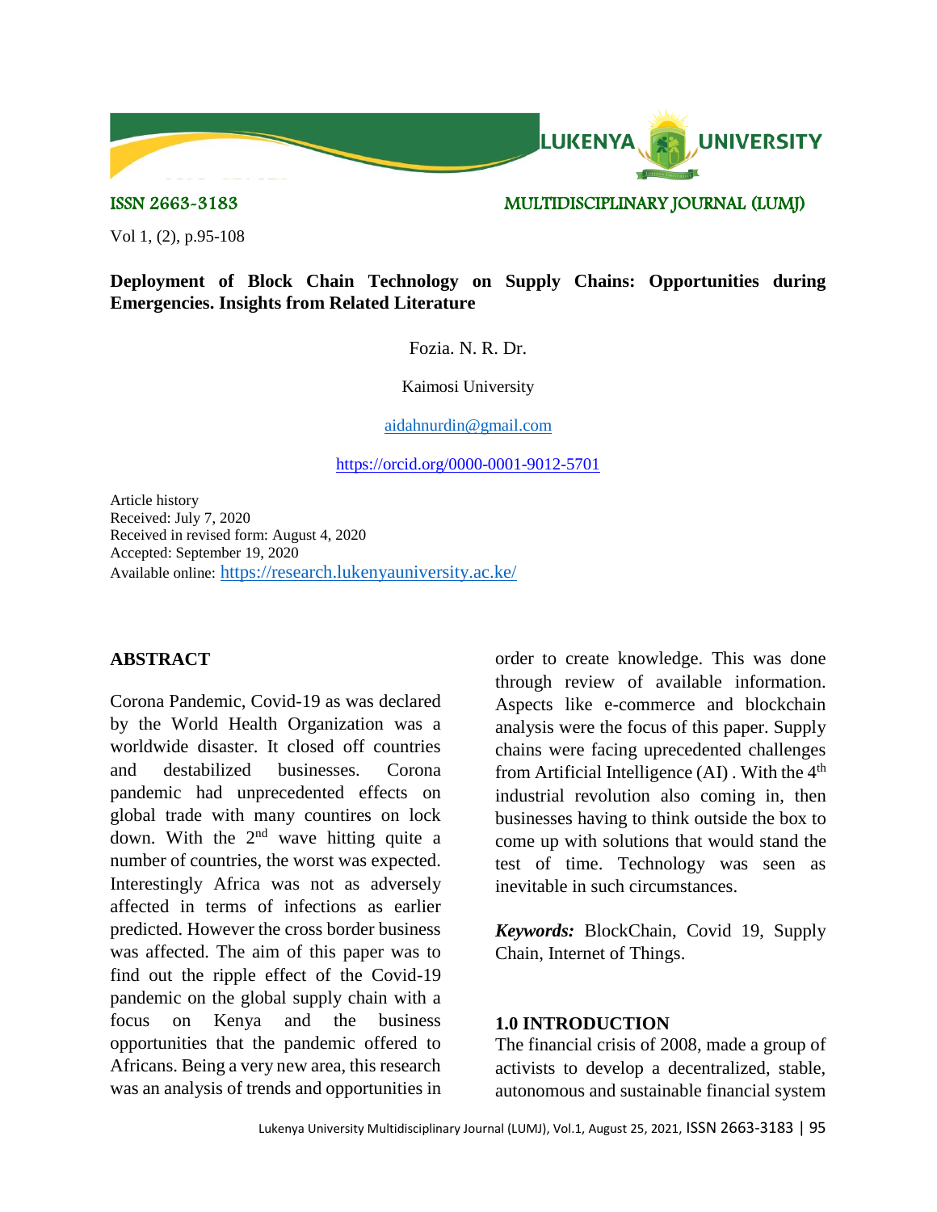ISSN 2663-3183 MULTIDISCIPLINARY JOURNAL (LUMJ)

Vol 1, (2), p.95-108

# Deployment of Block Chain Technology on Supply Chains: Opportunities during Emergencies. Insights from Related Literature

Fozia. N. R. Dr.

Kaimosi University

aidahnurdin@gmail.com

https://orcid.org/0000-0001-9012-5701

Article history
Received: July 7, 2020
Received in revised form: August 4, 2020
Accepted: September 19, 2020
Available online: https://research.lukenyauniversity.ac.ke/

## ABSTRACT

Corona Pandemic, Covid-19 as was declared by the World Health Organization was a worldwide disaster. It closed off countries and destabilized businesses. Corona pandemic had unprecedented effects on global trade with many countires on lock down. With the 2nd wave hitting quite a number of countries, the worst was expected. Interestingly Africa was not as adversely affected in terms of infections as earlier predicted. However the cross border business was affected. The aim of this paper was to find out the ripple effect of the Covid-19 pandemic on the global supply chain with a focus on Kenya and the business opportunities that the pandemic offered to Africans. Being a very new area, this research was an analysis of trends and opportunities in order to create knowledge. This was done through review of available information. Aspects like e-commerce and blockchain analysis were the focus of this paper. Supply chains were facing uprecedented challenges from Artificial Intelligence (AI) . With the 4th industrial revolution also coming in, then businesses having to think outside the box to come up with solutions that would stand the test of time. Technology was seen as inevitable in such circumstances.

***Keywords:*** BlockChain, Covid 19, Supply Chain, Internet of Things.

## 1.0 INTRODUCTION

The financial crisis of 2008, made a group of activists to develop a decentralized, stable, autonomous and sustainable financial system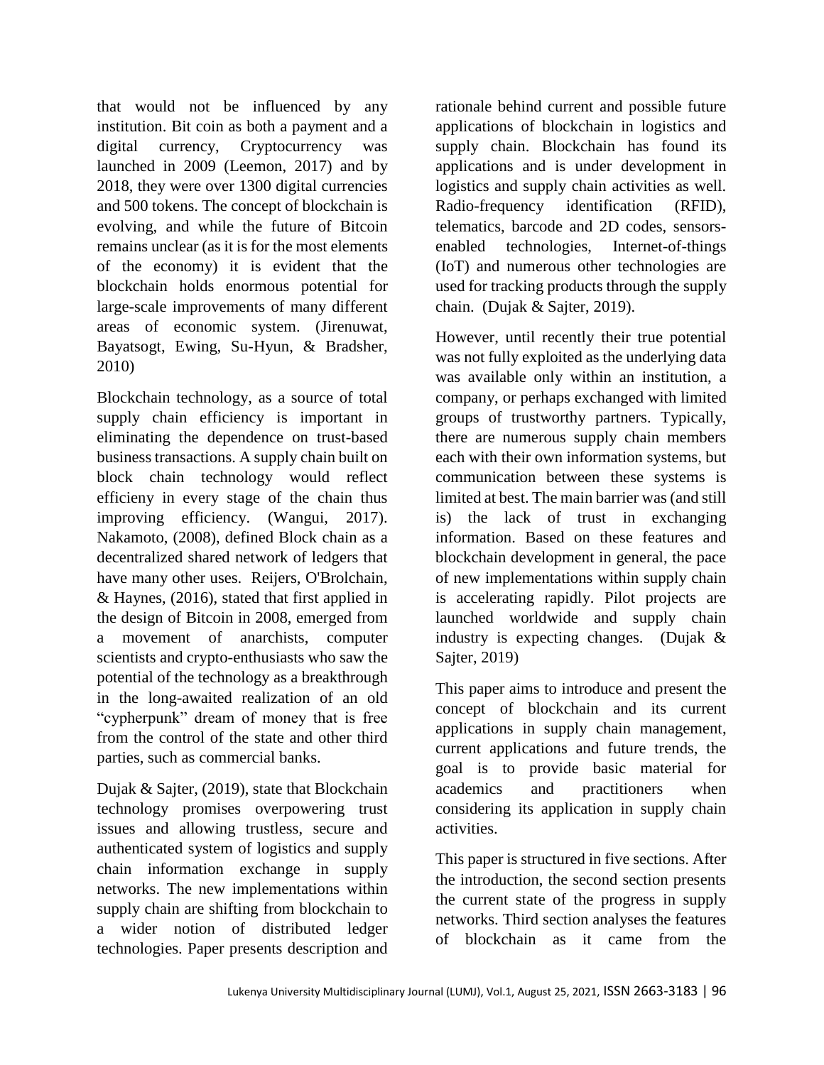that would not be influenced by any institution. Bit coin as both a payment and a digital currency, Cryptocurrency was launched in 2009 (Leemon, 2017) and by 2018, they were over 1300 digital currencies and 500 tokens. The concept of blockchain is evolving, and while the future of Bitcoin remains unclear (as it is for the most elements of the economy) it is evident that the blockchain holds enormous potential for large-scale improvements of many different areas of economic system. (Jirenuwat, Bayatsogt, Ewing, Su-Hyun, & Bradsher, 2010)

Blockchain technology, as a source of total supply chain efficiency is important in eliminating the dependence on trust-based business transactions. A supply chain built on block chain technology would reflect efficieny in every stage of the chain thus improving efficiency. (Wangui, 2017). Nakamoto, (2008), defined Block chain as a decentralized shared network of ledgers that have many other uses. Reijers, O'Brolchain, & Haynes, (2016), stated that first applied in the design of Bitcoin in 2008, emerged from a movement of anarchists, computer scientists and crypto-enthusiasts who saw the potential of the technology as a breakthrough in the long-awaited realization of an old "cypherpunk" dream of money that is free from the control of the state and other third parties, such as commercial banks.

Dujak & Sajter, (2019), state that Blockchain technology promises overpowering trust issues and allowing trustless, secure and authenticated system of logistics and supply chain information exchange in supply networks. The new implementations within supply chain are shifting from blockchain to a wider notion of distributed ledger technologies. Paper presents description and rationale behind current and possible future applications of blockchain in logistics and supply chain. Blockchain has found its applications and is under development in logistics and supply chain activities as well. Radio-frequency identification (RFID), telematics, barcode and 2D codes, sensors-enabled technologies, Internet-of-things (IoT) and numerous other technologies are used for tracking products through the supply chain. (Dujak & Sajter, 2019).

However, until recently their true potential was not fully exploited as the underlying data was available only within an institution, a company, or perhaps exchanged with limited groups of trustworthy partners. Typically, there are numerous supply chain members each with their own information systems, but communication between these systems is limited at best. The main barrier was (and still is) the lack of trust in exchanging information. Based on these features and blockchain development in general, the pace of new implementations within supply chain is accelerating rapidly. Pilot projects are launched worldwide and supply chain industry is expecting changes. (Dujak & Sajter, 2019)

This paper aims to introduce and present the concept of blockchain and its current applications in supply chain management, current applications and future trends, the goal is to provide basic material for academics and practitioners when considering its application in supply chain activities.

This paper is structured in five sections. After the introduction, the second section presents the current state of the progress in supply networks. Third section analyses the features of blockchain as it came from the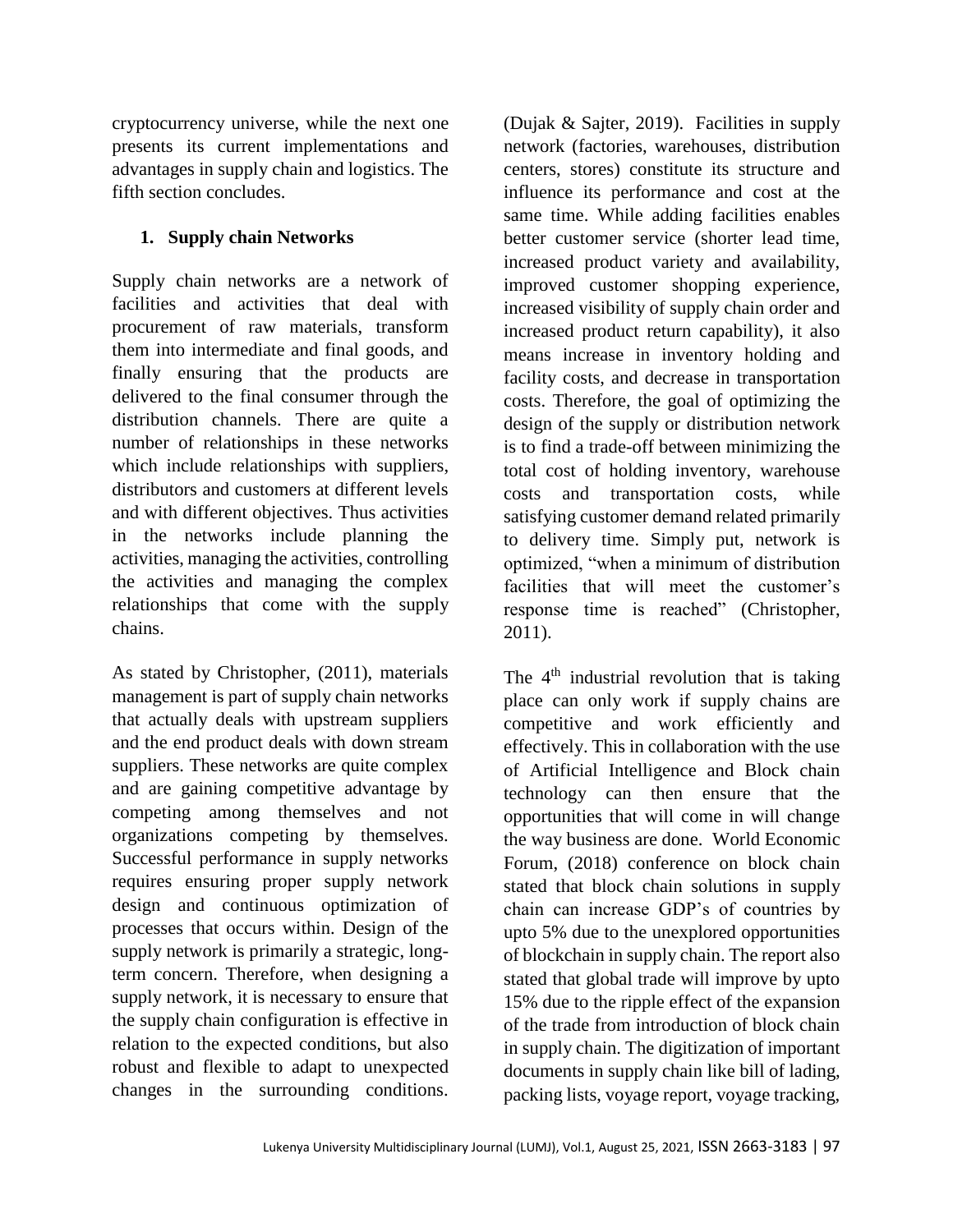cryptocurrency universe, while the next one presents its current implementations and advantages in supply chain and logistics. The fifth section concludes.

## 1. Supply chain Networks

Supply chain networks are a network of facilities and activities that deal with procurement of raw materials, transform them into intermediate and final goods, and finally ensuring that the products are delivered to the final consumer through the distribution channels. There are quite a number of relationships in these networks which include relationships with suppliers, distributors and customers at different levels and with different objectives. Thus activities in the networks include planning the activities, managing the activities, controlling the activities and managing the complex relationships that come with the supply chains.

As stated by Christopher, (2011), materials management is part of supply chain networks that actually deals with upstream suppliers and the end product deals with down stream suppliers. These networks are quite complex and are gaining competitive advantage by competing among themselves and not organizations competing by themselves. Successful performance in supply networks requires ensuring proper supply network design and continuous optimization of processes that occurs within. Design of the supply network is primarily a strategic, long-term concern. Therefore, when designing a supply network, it is necessary to ensure that the supply chain configuration is effective in relation to the expected conditions, but also robust and flexible to adapt to unexpected changes in the surrounding conditions. (Dujak & Sajter, 2019). Facilities in supply network (factories, warehouses, distribution centers, stores) constitute its structure and influence its performance and cost at the same time. While adding facilities enables better customer service (shorter lead time, increased product variety and availability, improved customer shopping experience, increased visibility of supply chain order and increased product return capability), it also means increase in inventory holding and facility costs, and decrease in transportation costs. Therefore, the goal of optimizing the design of the supply or distribution network is to find a trade-off between minimizing the total cost of holding inventory, warehouse costs and transportation costs, while satisfying customer demand related primarily to delivery time. Simply put, network is optimized, "when a minimum of distribution facilities that will meet the customer's response time is reached" (Christopher, 2011).

The 4th industrial revolution that is taking place can only work if supply chains are competitive and work efficiently and effectively. This in collaboration with the use of Artificial Intelligence and Block chain technology can then ensure that the opportunities that will come in will change the way business are done. World Economic Forum, (2018) conference on block chain stated that block chain solutions in supply chain can increase GDP's of countries by upto 5% due to the unexplored opportunities of blockchain in supply chain. The report also stated that global trade will improve by upto 15% due to the ripple effect of the expansion of the trade from introduction of block chain in supply chain. The digitization of important documents in supply chain like bill of lading, packing lists, voyage report, voyage tracking,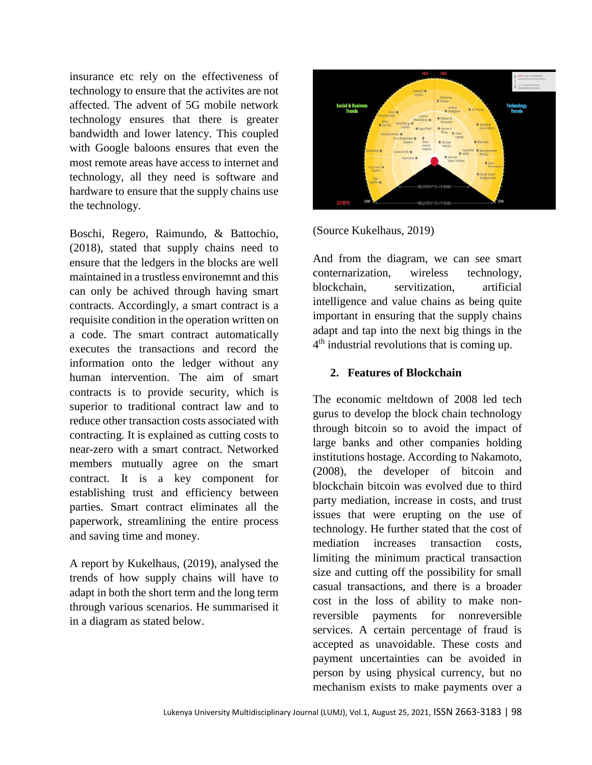insurance etc rely on the effectiveness of technology to ensure that the activites are not affected. The advent of 5G mobile network technology ensures that there is greater bandwidth and lower latency. This coupled with Google baloons ensures that even the most remote areas have access to internet and technology, all they need is software and hardware to ensure that the supply chains use the technology.

Boschi, Regero, Raimundo, & Battochio, (2018), stated that supply chains need to ensure that the ledgers in the blocks are well maintained in a trustless environemnt and this can only be achived through having smart contracts. Accordingly, a smart contract is a requisite condition in the operation written on a code. The smart contract automatically executes the transactions and record the information onto the ledger without any human intervention. The aim of smart contracts is to provide security, which is superior to traditional contract law and to reduce other transaction costs associated with contracting. It is explained as cutting costs to near-zero with a smart contract. Networked members mutually agree on the smart contract. It is a key component for establishing trust and efficiency between parties. Smart contract eliminates all the paperwork, streamlining the entire process and saving time and money.

A report by Kukelhaus, (2019), analysed the trends of how supply chains will have to adapt in both the short term and the long term through various scenarios. He summarised it in a diagram as stated below.

(Source Kukelhaus, 2019)

And from the diagram, we can see smart conternarization, wireless technology, blockchain, servitization, artificial intelligence and value chains as being quite important in ensuring that the supply chains adapt and tap into the next big things in the 4th industrial revolutions that is coming up.

## 2. Features of Blockchain

The economic meltdown of 2008 led tech gurus to develop the block chain technology through bitcoin so to avoid the impact of large banks and other companies holding institutions hostage. According to Nakamoto, (2008), the developer of bitcoin and blockchain bitcoin was evolved due to third party mediation, increase in costs, and trust issues that were erupting on the use of technology. He further stated that the cost of mediation increases transaction costs, limiting the minimum practical transaction size and cutting off the possibility for small casual transactions, and there is a broader cost in the loss of ability to make non-reversible payments for nonreversible services. A certain percentage of fraud is accepted as unavoidable. These costs and payment uncertainties can be avoided in person by using physical currency, but no mechanism exists to make payments over a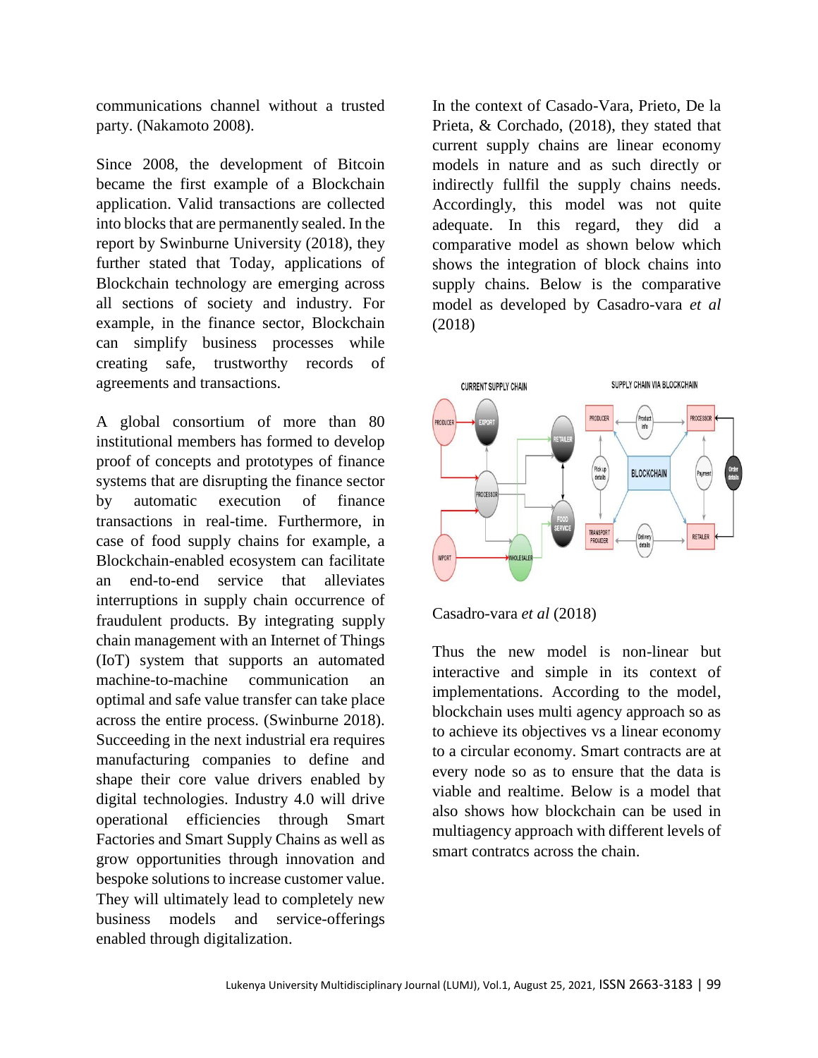communications channel without a trusted party. (Nakamoto 2008).

Since 2008, the development of Bitcoin became the first example of a Blockchain application. Valid transactions are collected into blocks that are permanently sealed. In the report by Swinburne University (2018), they further stated that Today, applications of Blockchain technology are emerging across all sections of society and industry. For example, in the finance sector, Blockchain can simplify business processes while creating safe, trustworthy records of agreements and transactions.

A global consortium of more than 80 institutional members has formed to develop proof of concepts and prototypes of finance systems that are disrupting the finance sector by automatic execution of finance transactions in real-time. Furthermore, in case of food supply chains for example, a Blockchain-enabled ecosystem can facilitate an end-to-end service that alleviates interruptions in supply chain occurrence of fraudulent products. By integrating supply chain management with an Internet of Things (IoT) system that supports an automated machine-to-machine communication an optimal and safe value transfer can take place across the entire process. (Swinburne 2018). Succeeding in the next industrial era requires manufacturing companies to define and shape their core value drivers enabled by digital technologies. Industry 4.0 will drive operational efficiencies through Smart Factories and Smart Supply Chains as well as grow opportunities through innovation and bespoke solutions to increase customer value. They will ultimately lead to completely new business models and service-offerings enabled through digitalization.

In the context of Casado-Vara, Prieto, De la Prieta, & Corchado, (2018), they stated that current supply chains are linear economy models in nature and as such directly or indirectly fullfil the supply chains needs. Accordingly, this model was not quite adequate. In this regard, they did a comparative model as shown below which shows the integration of block chains into supply chains. Below is the comparative model as developed by Casadro-vara *et al* (2018)

Casadro-vara *et al* (2018)

Thus the new model is non-linear but interactive and simple in its context of implementations. According to the model, blockchain uses multi agency approach so as to achieve its objectives vs a linear economy to a circular economy. Smart contracts are at every node so as to ensure that the data is viable and realtime. Below is a model that also shows how blockchain can be used in multiagency approach with different levels of smart contratcs across the chain.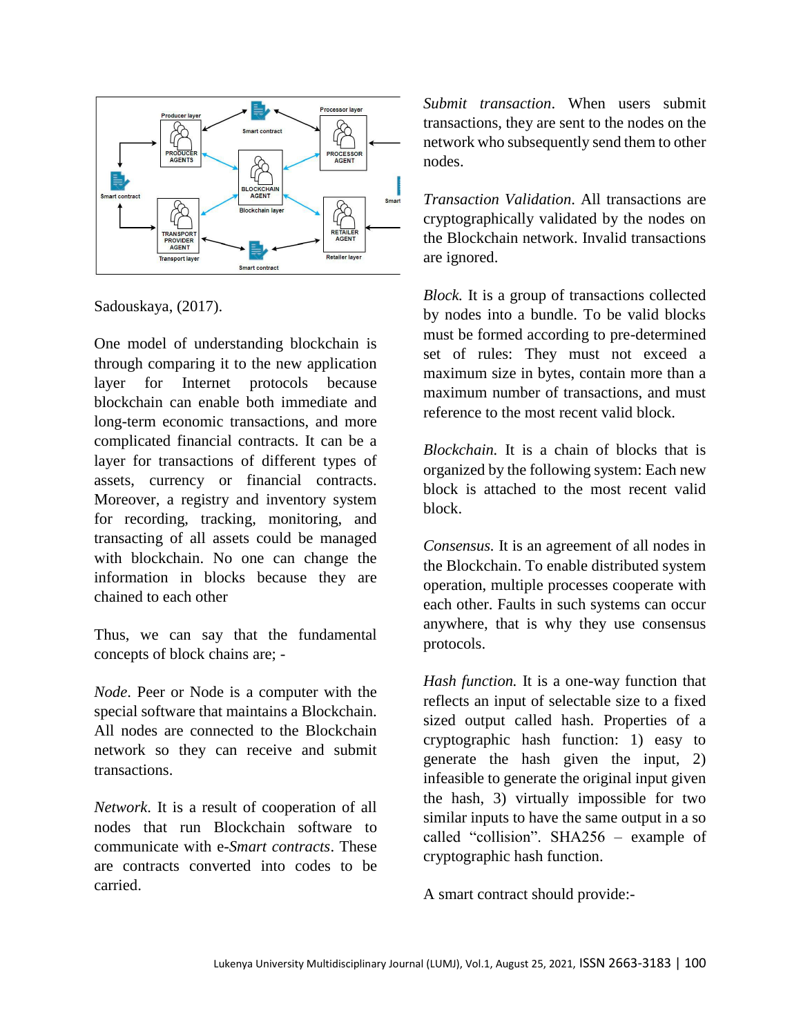Sadouskaya, (2017).

One model of understanding blockchain is through comparing it to the new application layer for Internet protocols because blockchain can enable both immediate and long-term economic transactions, and more complicated financial contracts. It can be a layer for transactions of different types of assets, currency or financial contracts. Moreover, a registry and inventory system for recording, tracking, monitoring, and transacting of all assets could be managed with blockchain. No one can change the information in blocks because they are chained to each other

Thus, we can say that the fundamental concepts of block chains are; -

*Node*. Peer or Node is a computer with the special software that maintains a Blockchain. All nodes are connected to the Blockchain network so they can receive and submit transactions.

*Network*. It is a result of cooperation of all nodes that run Blockchain software to communicate with e-*Smart contracts*. These are contracts converted into codes to be carried.

*Submit transaction*. When users submit transactions, they are sent to the nodes on the network who subsequently send them to other nodes.

*Transaction Validation*. All transactions are cryptographically validated by the nodes on the Blockchain network. Invalid transactions are ignored.

*Block.* It is a group of transactions collected by nodes into a bundle. To be valid blocks must be formed according to pre-determined set of rules: They must not exceed a maximum size in bytes, contain more than a maximum number of transactions, and must reference to the most recent valid block.

*Blockchain.* It is a chain of blocks that is organized by the following system: Each new block is attached to the most recent valid block.

*Consensus.* It is an agreement of all nodes in the Blockchain. To enable distributed system operation, multiple processes cooperate with each other. Faults in such systems can occur anywhere, that is why they use consensus protocols.

*Hash function.* It is a one-way function that reflects an input of selectable size to a fixed sized output called hash. Properties of a cryptographic hash function: 1) easy to generate the hash given the input, 2) infeasible to generate the original input given the hash, 3) virtually impossible for two similar inputs to have the same output in a so called "collision". SHA256 – example of cryptographic hash function.

A smart contract should provide:-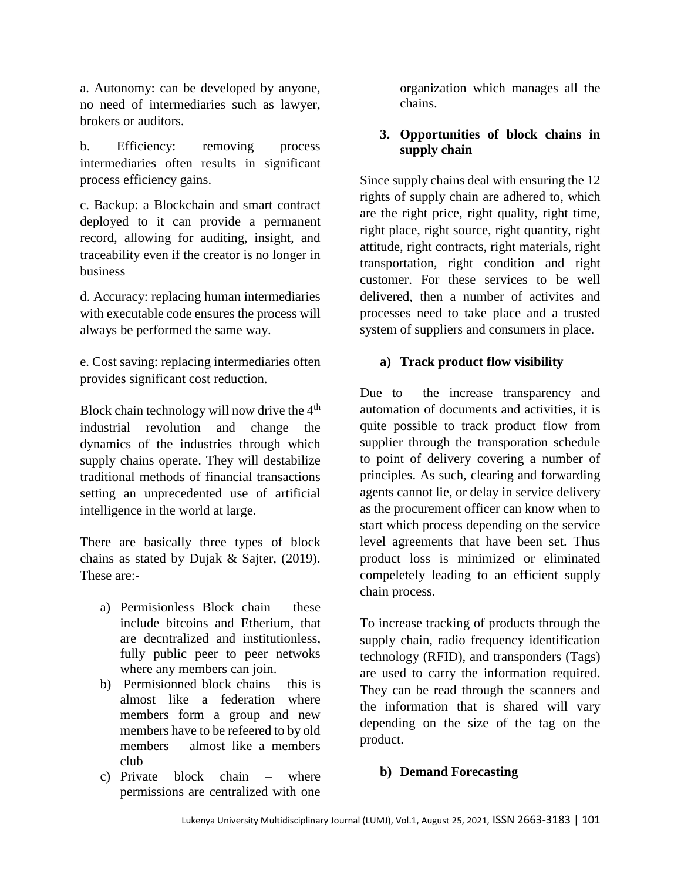a. Autonomy: can be developed by anyone, no need of intermediaries such as lawyer, brokers or auditors.

b. Efficiency: removing process intermediaries often results in significant process efficiency gains.

c. Backup: a Blockchain and smart contract deployed to it can provide a permanent record, allowing for auditing, insight, and traceability even if the creator is no longer in business

d. Accuracy: replacing human intermediaries with executable code ensures the process will always be performed the same way.

e. Cost saving: replacing intermediaries often provides significant cost reduction.

Block chain technology will now drive the 4th industrial revolution and change the dynamics of the industries through which supply chains operate. They will destabilize traditional methods of financial transactions setting an unprecedented use of artificial intelligence in the world at large.

There are basically three types of block chains as stated by Dujak & Sajter, (2019). These are:-

a) Permisionless Block chain – these include bitcoins and Etherium, that are decntralized and institutionless, fully public peer to peer netwoks where any members can join.
b) Permisionned block chains – this is almost like a federation where members form a group and new members have to be refeered to by old members – almost like a members club
c) Private block chain – where permissions are centralized with one organization which manages all the chains.

## 3. Opportunities of block chains in supply chain

Since supply chains deal with ensuring the 12 rights of supply chain are adhered to, which are the right price, right quality, right time, right place, right source, right quantity, right attitude, right contracts, right materials, right transportation, right condition and right customer. For these services to be well delivered, then a number of activites and processes need to take place and a trusted system of suppliers and consumers in place.

### a) Track product flow visibility

Due to the increase transparency and automation of documents and activities, it is quite possible to track product flow from supplier through the transporation schedule to point of delivery covering a number of principles. As such, clearing and forwarding agents cannot lie, or delay in service delivery as the procurement officer can know when to start which process depending on the service level agreements that have been set. Thus product loss is minimized or eliminated compeletely leading to an efficient supply chain process.

To increase tracking of products through the supply chain, radio frequency identification technology (RFID), and transponders (Tags) are used to carry the information required. They can be read through the scanners and the information that is shared will vary depending on the size of the tag on the product.

### b) Demand Forecasting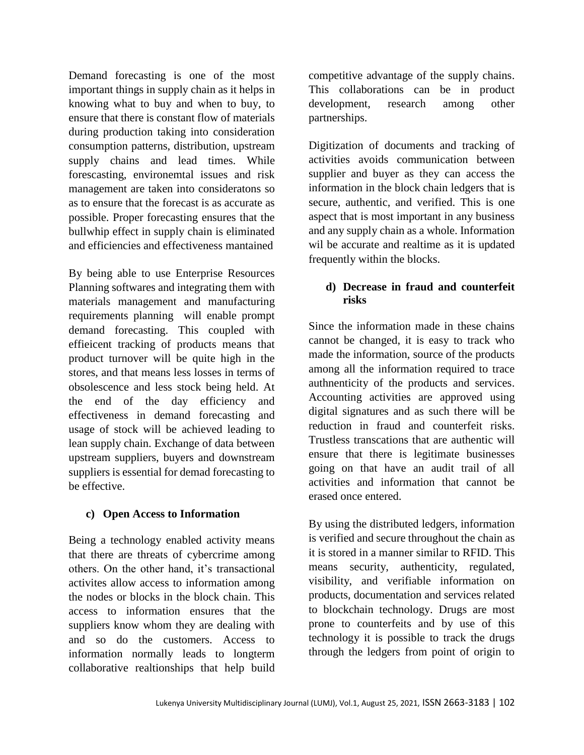Demand forecasting is one of the most important things in supply chain as it helps in knowing what to buy and when to buy, to ensure that there is constant flow of materials during production taking into consideration consumption patterns, distribution, upstream supply chains and lead times. While forescasting, environemtal issues and risk management are taken into consideratons so as to ensure that the forecast is as accurate as possible. Proper forecasting ensures that the bullwhip effect in supply chain is eliminated and efficiencies and effectiveness mantained

By being able to use Enterprise Resources Planning softwares and integrating them with materials management and manufacturing requirements planning will enable prompt demand forecasting. This coupled with effieicent tracking of products means that product turnover will be quite high in the stores, and that means less losses in terms of obsolescence and less stock being held. At the end of the day efficiency and effectiveness in demand forecasting and usage of stock will be achieved leading to lean supply chain. Exchange of data between upstream suppliers, buyers and downstream suppliers is essential for demad forecasting to be effective.

### c) Open Access to Information

Being a technology enabled activity means that there are threats of cybercrime among others. On the other hand, it's transactional activites allow access to information among the nodes or blocks in the block chain. This access to information ensures that the suppliers know whom they are dealing with and so do the customers. Access to information normally leads to longterm collaborative realtionships that help build competitive advantage of the supply chains. This collaborations can be in product development, research among other partnerships.

Digitization of documents and tracking of activities avoids communication between supplier and buyer as they can access the information in the block chain ledgers that is secure, authentic, and verified. This is one aspect that is most important in any business and any supply chain as a whole. Information wil be accurate and realtime as it is updated frequently within the blocks.

### d) Decrease in fraud and counterfeit risks

Since the information made in these chains cannot be changed, it is easy to track who made the information, source of the products among all the information required to trace authnenticity of the products and services. Accounting activities are approved using digital signatures and as such there will be reduction in fraud and counterfeit risks. Trustless transcations that are authentic will ensure that there is legitimate businesses going on that have an audit trail of all activities and information that cannot be erased once entered.

By using the distributed ledgers, information is verified and secure throughout the chain as it is stored in a manner similar to RFID. This means security, authenticity, regulated, visibility, and verifiable information on products, documentation and services related to blockchain technology. Drugs are most prone to counterfeits and by use of this technology it is possible to track the drugs through the ledgers from point of origin to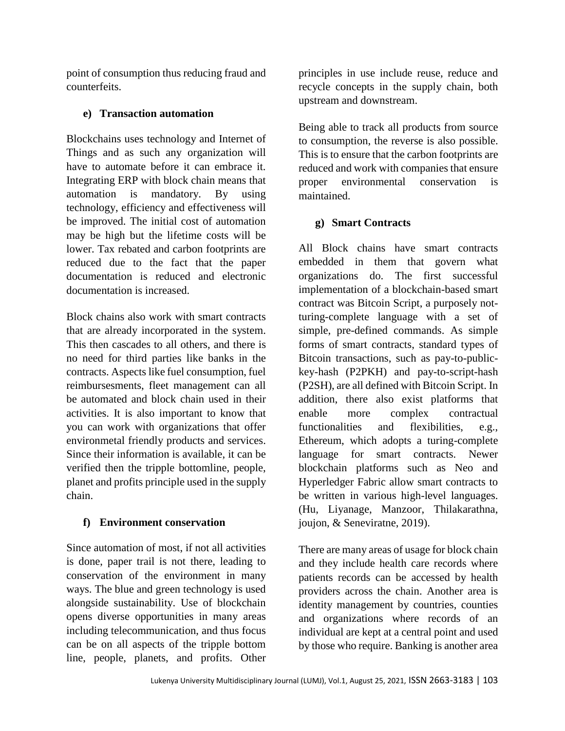point of consumption thus reducing fraud and counterfeits.

#### e) Transaction automation

Blockchains uses technology and Internet of Things and as such any organization will have to automate before it can embrace it. Integrating ERP with block chain means that automation is mandatory. By using technology, efficiency and effectiveness will be improved. The initial cost of automation may be high but the lifetime costs will be lower. Tax rebated and carbon footprints are reduced due to the fact that the paper documentation is reduced and electronic documentation is increased.

Block chains also work with smart contracts that are already incorporated in the system. This then cascades to all others, and there is no need for third parties like banks in the contracts. Aspects like fuel consumption, fuel reimbursesments, fleet management can all be automated and block chain used in their activities. It is also important to know that you can work with organizations that offer environmetal friendly products and services. Since their information is available, it can be verified then the tripple bottomline, people, planet and profits principle used in the supply chain.

#### f) Environment conservation

Since automation of most, if not all activities is done, paper trail is not there, leading to conservation of the environment in many ways. The blue and green technology is used alongside sustainability. Use of blockchain opens diverse opportunities in many areas including telecommunication, and thus focus can be on all aspects of the tripple bottom line, people, planets, and profits. Other principles in use include reuse, reduce and recycle concepts in the supply chain, both upstream and downstream.

Being able to track all products from source to consumption, the reverse is also possible. This is to ensure that the carbon footprints are reduced and work with companies that ensure proper environmental conservation is maintained.

#### g) Smart Contracts

All Block chains have smart contracts embedded in them that govern what organizations do. The first successful implementation of a blockchain-based smart contract was Bitcoin Script, a purposely not-turing-complete language with a set of simple, pre-defined commands. As simple forms of smart contracts, standard types of Bitcoin transactions, such as pay-to-public-key-hash (P2PKH) and pay-to-script-hash (P2SH), are all defined with Bitcoin Script. In addition, there also exist platforms that enable more complex contractual functionalities and flexibilities, e.g., Ethereum, which adopts a turing-complete language for smart contracts. Newer blockchain platforms such as Neo and Hyperledger Fabric allow smart contracts to be written in various high-level languages. (Hu, Liyanage, Manzoor, Thilakarathna, joujon, & Seneviratne, 2019).

There are many areas of usage for block chain and they include health care records where patients records can be accessed by health providers across the chain. Another area is identity management by countries, counties and organizations where records of an individual are kept at a central point and used by those who require. Banking is another area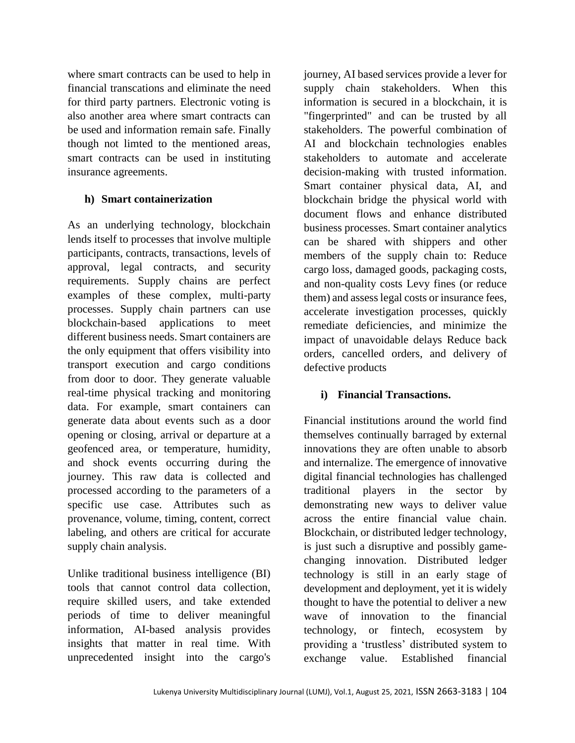where smart contracts can be used to help in financial transcations and eliminate the need for third party partners. Electronic voting is also another area where smart contracts can be used and information remain safe. Finally though not limted to the mentioned areas, smart contracts can be used in instituting insurance agreements.

### h) Smart containerization

As an underlying technology, blockchain lends itself to processes that involve multiple participants, contracts, transactions, levels of approval, legal contracts, and security requirements. Supply chains are perfect examples of these complex, multi-party processes. Supply chain partners can use blockchain-based applications to meet different business needs. Smart containers are the only equipment that offers visibility into transport execution and cargo conditions from door to door. They generate valuable real-time physical tracking and monitoring data. For example, smart containers can generate data about events such as a door opening or closing, arrival or departure at a geofenced area, or temperature, humidity, and shock events occurring during the journey. This raw data is collected and processed according to the parameters of a specific use case. Attributes such as provenance, volume, timing, content, correct labeling, and others are critical for accurate supply chain analysis.

Unlike traditional business intelligence (BI) tools that cannot control data collection, require skilled users, and take extended periods of time to deliver meaningful information, AI-based analysis provides insights that matter in real time. With unprecedented insight into the cargo's journey, AI based services provide a lever for supply chain stakeholders. When this information is secured in a blockchain, it is "fingerprinted" and can be trusted by all stakeholders. The powerful combination of AI and blockchain technologies enables stakeholders to automate and accelerate decision-making with trusted information. Smart container physical data, AI, and blockchain bridge the physical world with document flows and enhance distributed business processes. Smart container analytics can be shared with shippers and other members of the supply chain to: Reduce cargo loss, damaged goods, packaging costs, and non-quality costs Levy fines (or reduce them) and assess legal costs or insurance fees, accelerate investigation processes, quickly remediate deficiencies, and minimize the impact of unavoidable delays Reduce back orders, cancelled orders, and delivery of defective products

### i) Financial Transactions.

Financial institutions around the world find themselves continually barraged by external innovations they are often unable to absorb and internalize. The emergence of innovative digital financial technologies has challenged traditional players in the sector by demonstrating new ways to deliver value across the entire financial value chain. Blockchain, or distributed ledger technology, is just such a disruptive and possibly game-changing innovation. Distributed ledger technology is still in an early stage of development and deployment, yet it is widely thought to have the potential to deliver a new wave of innovation to the financial technology, or fintech, ecosystem by providing a 'trustless' distributed system to exchange value. Established financial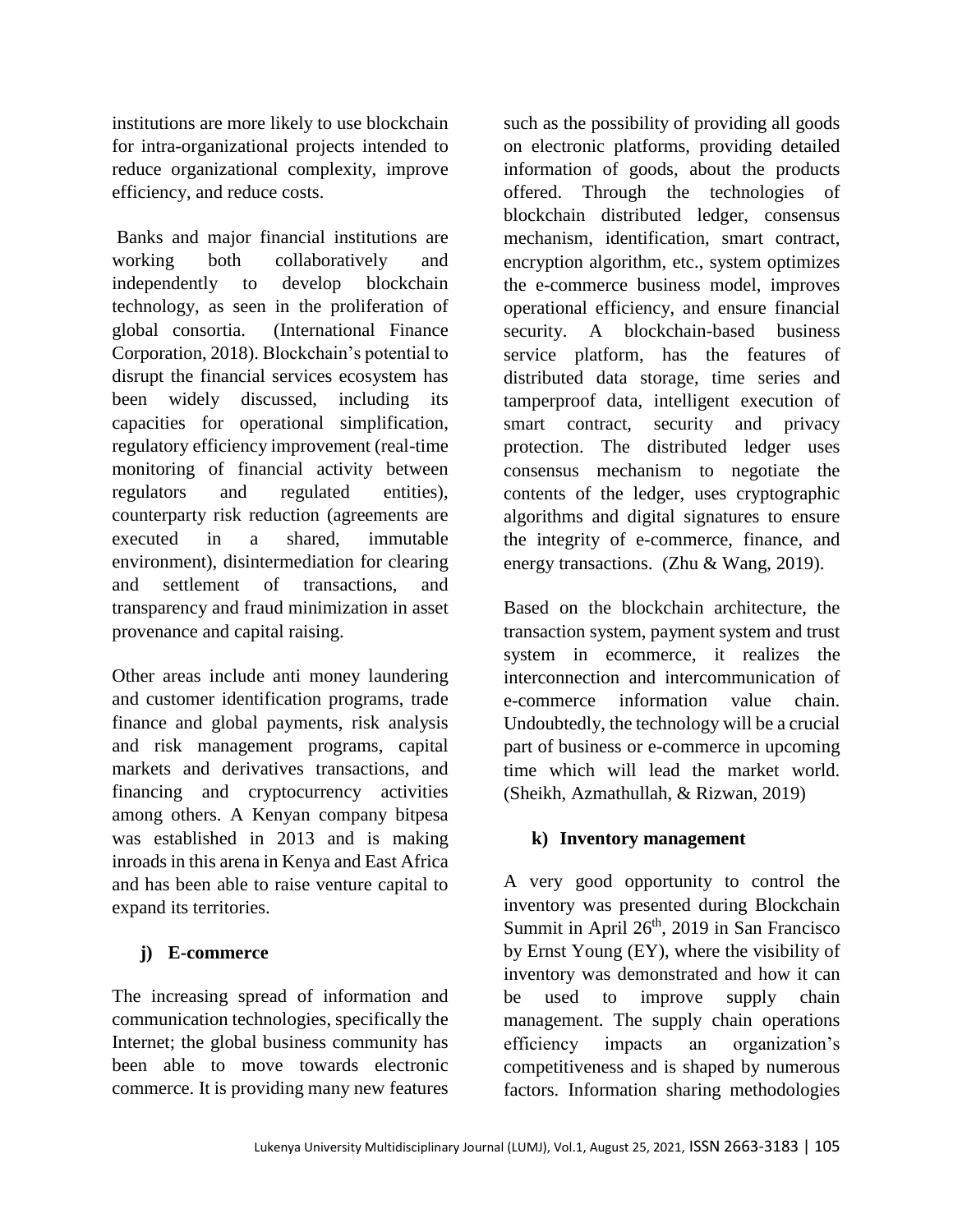institutions are more likely to use blockchain for intra-organizational projects intended to reduce organizational complexity, improve efficiency, and reduce costs.

Banks and major financial institutions are working both collaboratively and independently to develop blockchain technology, as seen in the proliferation of global consortia. (International Finance Corporation, 2018). Blockchain's potential to disrupt the financial services ecosystem has been widely discussed, including its capacities for operational simplification, regulatory efficiency improvement (real-time monitoring of financial activity between regulators and regulated entities), counterparty risk reduction (agreements are executed in a shared, immutable environment), disintermediation for clearing and settlement of transactions, and transparency and fraud minimization in asset provenance and capital raising.

Other areas include anti money laundering and customer identification programs, trade finance and global payments, risk analysis and risk management programs, capital markets and derivatives transactions, and financing and cryptocurrency activities among others. A Kenyan company bitpesa was established in 2013 and is making inroads in this arena in Kenya and East Africa and has been able to raise venture capital to expand its territories.

### j) E-commerce

The increasing spread of information and communication technologies, specifically the Internet; the global business community has been able to move towards electronic commerce. It is providing many new features such as the possibility of providing all goods on electronic platforms, providing detailed information of goods, about the products offered. Through the technologies of blockchain distributed ledger, consensus mechanism, identification, smart contract, encryption algorithm, etc., system optimizes the e-commerce business model, improves operational efficiency, and ensure financial security. A blockchain-based business service platform, has the features of distributed data storage, time series and tamperproof data, intelligent execution of smart contract, security and privacy protection. The distributed ledger uses consensus mechanism to negotiate the contents of the ledger, uses cryptographic algorithms and digital signatures to ensure the integrity of e-commerce, finance, and energy transactions. (Zhu & Wang, 2019).

Based on the blockchain architecture, the transaction system, payment system and trust system in ecommerce, it realizes the interconnection and intercommunication of e-commerce information value chain. Undoubtedly, the technology will be a crucial part of business or e-commerce in upcoming time which will lead the market world. (Sheikh, Azmathullah, & Rizwan, 2019)

### k) Inventory management

A very good opportunity to control the inventory was presented during Blockchain Summit in April 26th, 2019 in San Francisco by Ernst Young (EY), where the visibility of inventory was demonstrated and how it can be used to improve supply chain management. The supply chain operations efficiency impacts an organization's competitiveness and is shaped by numerous factors. Information sharing methodologies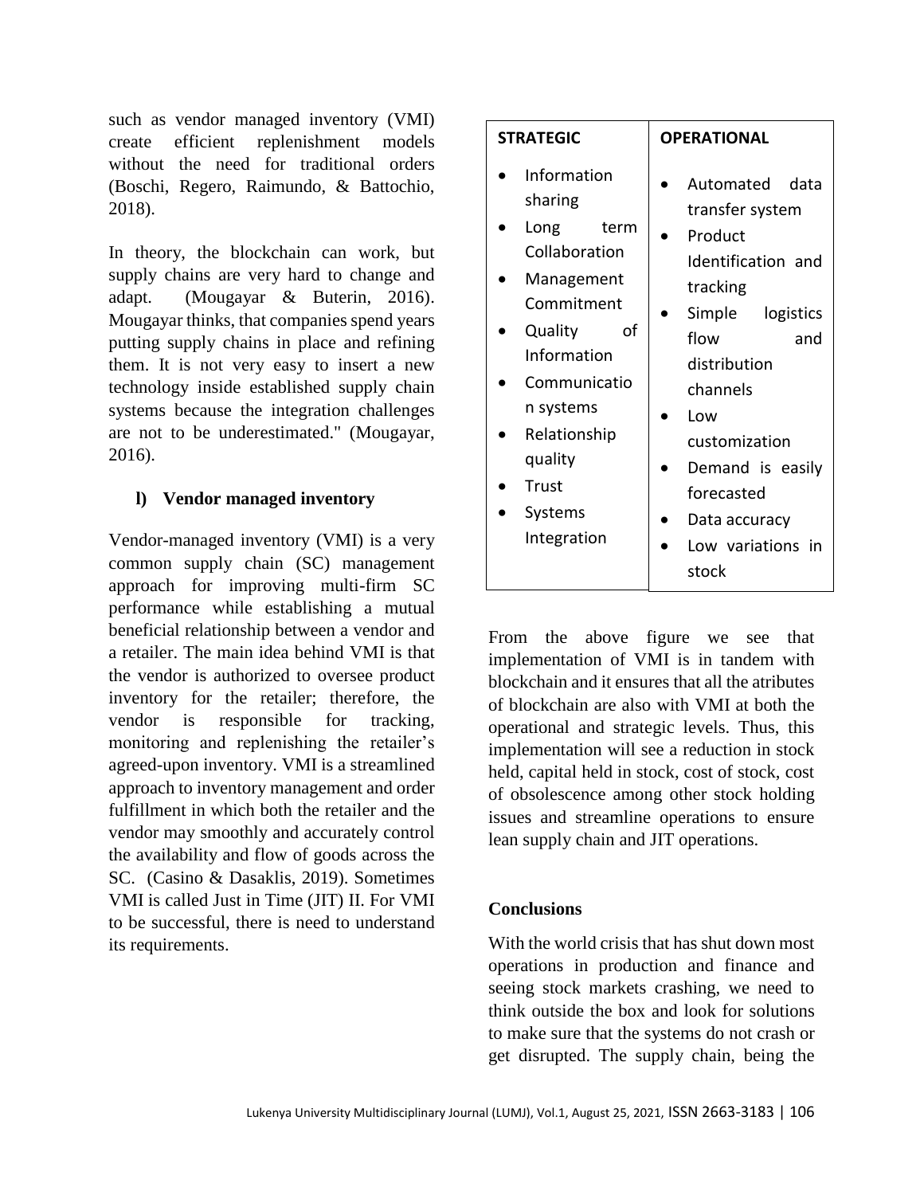such as vendor managed inventory (VMI) create efficient replenishment models without the need for traditional orders (Boschi, Regero, Raimundo, & Battochio, 2018).

In theory, the blockchain can work, but supply chains are very hard to change and adapt. (Mougayar & Buterin, 2016). Mougayar thinks, that companies spend years putting supply chains in place and refining them. It is not very easy to insert a new technology inside established supply chain systems because the integration challenges are not to be underestimated." (Mougayar, 2016).

### l) Vendor managed inventory

Vendor-managed inventory (VMI) is a very common supply chain (SC) management approach for improving multi-firm SC performance while establishing a mutual beneficial relationship between a vendor and a retailer. The main idea behind VMI is that the vendor is authorized to oversee product inventory for the retailer; therefore, the vendor is responsible for tracking, monitoring and replenishing the retailer's agreed-upon inventory. VMI is a streamlined approach to inventory management and order fulfillment in which both the retailer and the vendor may smoothly and accurately control the availability and flow of goods across the SC. (Casino & Dasaklis, 2019). Sometimes VMI is called Just in Time (JIT) II. For VMI to be successful, there is need to understand its requirements.

| STRATEGIC | OPERATIONAL |
| --- | --- |
| • Information sharing<br>• Long term Collaboration<br>• Management Commitment<br>• Quality of Information<br>• Communication systems<br>• Relationship quality<br>• Trust<br>• Systems Integration | • Automated data transfer system<br>• Product Identification and tracking<br>• Simple logistics flow and distribution channels<br>• Low customization<br>• Demand is easily forecasted<br>• Data accuracy<br>• Low variations in stock |

From the above figure we see that implementation of VMI is in tandem with blockchain and it ensures that all the atributes of blockchain are also with VMI at both the operational and strategic levels. Thus, this implementation will see a reduction in stock held, capital held in stock, cost of stock, cost of obsolescence among other stock holding issues and streamline operations to ensure lean supply chain and JIT operations.

## Conclusions

With the world crisis that has shut down most operations in production and finance and seeing stock markets crashing, we need to think outside the box and look for solutions to make sure that the systems do not crash or get disrupted. The supply chain, being the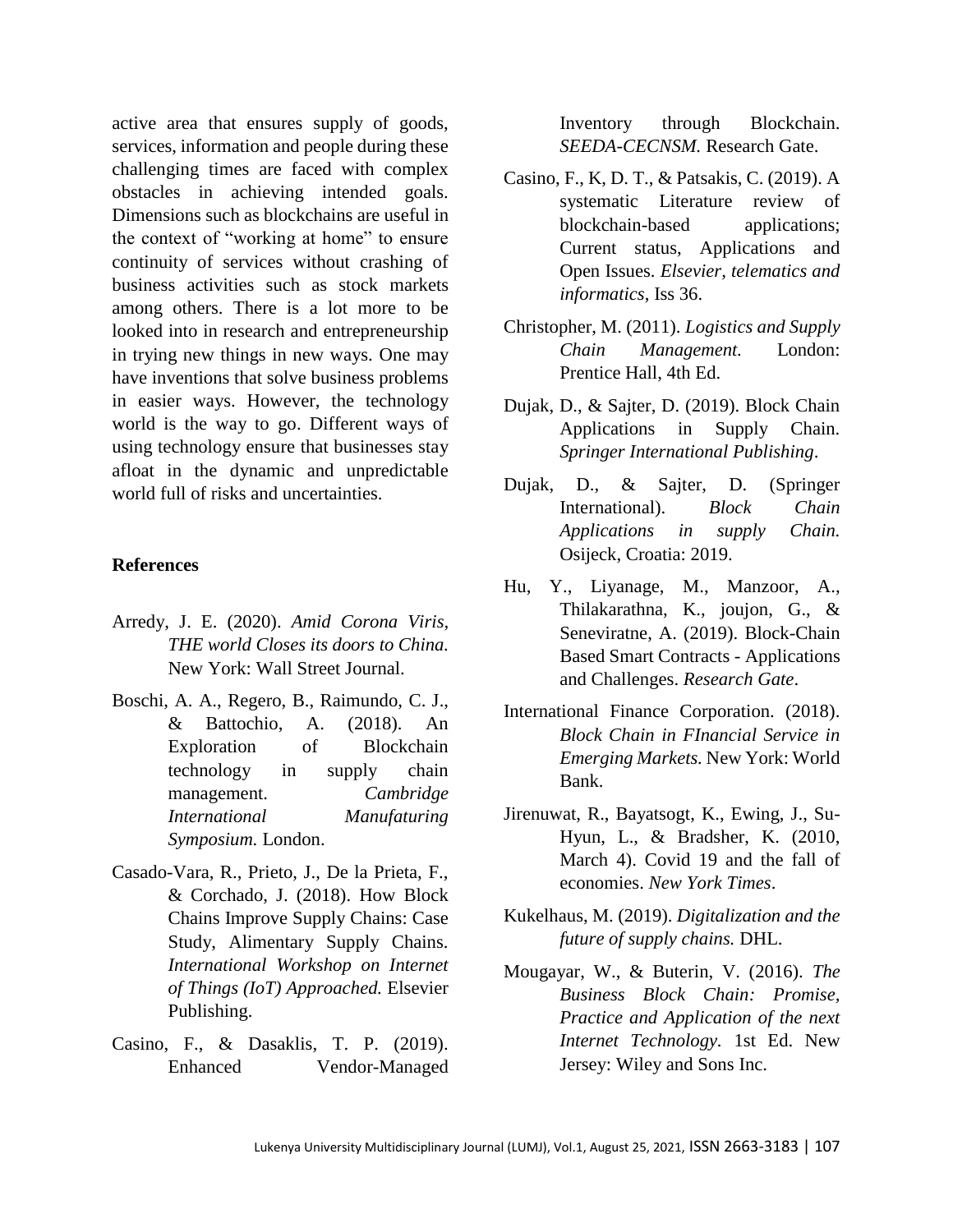active area that ensures supply of goods, services, information and people during these challenging times are faced with complex obstacles in achieving intended goals. Dimensions such as blockchains are useful in the context of "working at home" to ensure continuity of services without crashing of business activities such as stock markets among others. There is a lot more to be looked into in research and entrepreneurship in trying new things in new ways. One may have inventions that solve business problems in easier ways. However, the technology world is the way to go. Different ways of using technology ensure that businesses stay afloat in the dynamic and unpredictable world full of risks and uncertainties.

## References

Arredy, J. E. (2020). *Amid Corona Viris, THE world Closes its doors to China.* New York: Wall Street Journal.

Boschi, A. A., Regero, B., Raimundo, C. J., & Battochio, A. (2018). An Exploration of Blockchain technology in supply chain management. *Cambridge International Manufaturing Symposium.* London.

Casado-Vara, R., Prieto, J., De la Prieta, F., & Corchado, J. (2018). How Block Chains Improve Supply Chains: Case Study, Alimentary Supply Chains. *International Workshop on Internet of Things (IoT) Approached.* Elsevier Publishing.

Casino, F., & Dasaklis, T. P. (2019). Enhanced Vendor-Managed Inventory through Blockchain. *SEEDA-CECNSM.* Research Gate.

Casino, F., K, D. T., & Patsakis, C. (2019). A systematic Literature review of blockchain-based applications; Current status, Applications and Open Issues. *Elsevier, telematics and informatics*, Iss 36.

Christopher, M. (2011). *Logistics and Supply Chain Management.* London: Prentice Hall, 4th Ed.

Dujak, D., & Sajter, D. (2019). Block Chain Applications in Supply Chain. *Springer International Publishing*.

Dujak, D., & Sajter, D. (Springer International). *Block Chain Applications in supply Chain.* Osijeck, Croatia: 2019.

Hu, Y., Liyanage, M., Manzoor, A., Thilakarathna, K., joujon, G., & Seneviratne, A. (2019). Block-Chain Based Smart Contracts - Applications and Challenges. *Research Gate*.

International Finance Corporation. (2018). *Block Chain in FInancial Service in Emerging Markets.* New York: World Bank.

Jirenuwat, R., Bayatsogt, K., Ewing, J., Su-Hyun, L., & Bradsher, K. (2010, March 4). Covid 19 and the fall of economies. *New York Times*.

Kukelhaus, M. (2019). *Digitalization and the future of supply chains.* DHL.

Mougayar, W., & Buterin, V. (2016). *The Business Block Chain: Promise, Practice and Application of the next Internet Technology.* 1st Ed. New Jersey: Wiley and Sons Inc.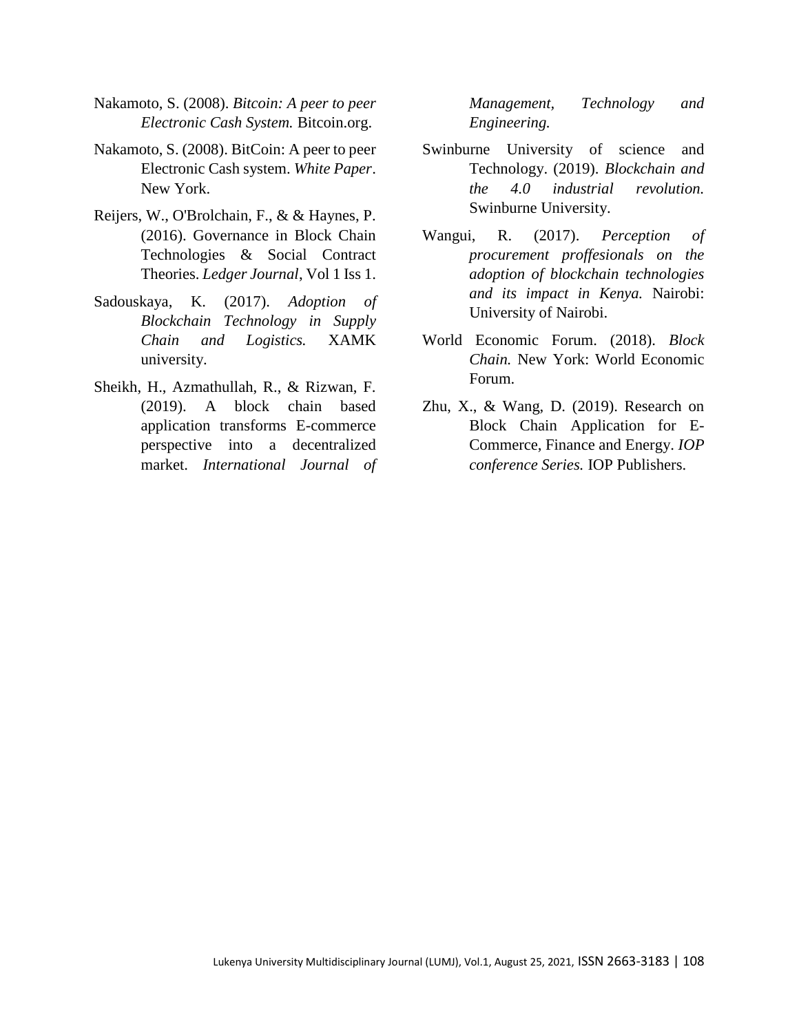Nakamoto, S. (2008). *Bitcoin: A peer to peer Electronic Cash System.* Bitcoin.org.

Nakamoto, S. (2008). BitCoin: A peer to peer Electronic Cash system. *White Paper*. New York.

Reijers, W., O'Brolchain, F., & & Haynes, P. (2016). Governance in Block Chain Technologies & Social Contract Theories. *Ledger Journal*, Vol 1 Iss 1.

Sadouskaya, K. (2017). *Adoption of Blockchain Technology in Supply Chain and Logistics.* XAMK university.

Sheikh, H., Azmathullah, R., & Rizwan, F. (2019). A block chain based application transforms E-commerce perspective into a decentralized market. *International Journal of Management, Technology and Engineering.*

Swinburne University of science and Technology. (2019). *Blockchain and the 4.0 industrial revolution.* Swinburne University.

Wangui, R. (2017). *Perception of procurement proffesionals on the adoption of blockchain technologies and its impact in Kenya.* Nairobi: University of Nairobi.

World Economic Forum. (2018). *Block Chain.* New York: World Economic Forum.

Zhu, X., & Wang, D. (2019). Research on Block Chain Application for E-Commerce, Finance and Energy. *IOP conference Series.* IOP Publishers.